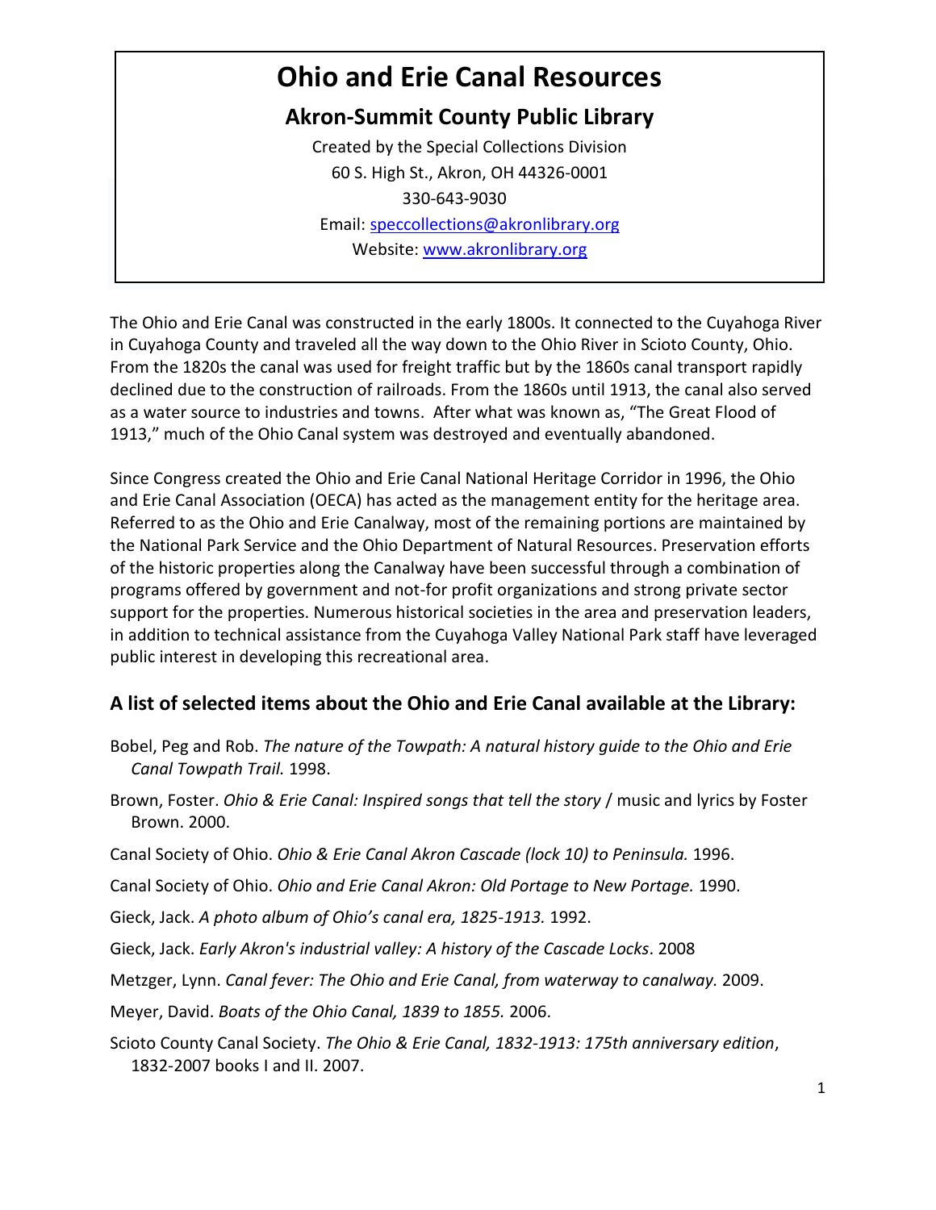# Ohio and Erie Canal Resources

## Akron-Summit County Public Library

Created by the Special Collections Division
60 S. High St., Akron, OH 44326-0001
330-643-9030
Email: speccollections@akronlibrary.org
Website: www.akronlibrary.org

The Ohio and Erie Canal was constructed in the early 1800s. It connected to the Cuyahoga River in Cuyahoga County and traveled all the way down to the Ohio River in Scioto County, Ohio. From the 1820s the canal was used for freight traffic but by the 1860s canal transport rapidly declined due to the construction of railroads. From the 1860s until 1913, the canal also served as a water source to industries and towns. After what was known as, "The Great Flood of 1913," much of the Ohio Canal system was destroyed and eventually abandoned.

Since Congress created the Ohio and Erie Canal National Heritage Corridor in 1996, the Ohio and Erie Canal Association (OECA) has acted as the management entity for the heritage area. Referred to as the Ohio and Erie Canalway, most of the remaining portions are maintained by the National Park Service and the Ohio Department of Natural Resources. Preservation efforts of the historic properties along the Canalway have been successful through a combination of programs offered by government and not-for profit organizations and strong private sector support for the properties. Numerous historical societies in the area and preservation leaders, in addition to technical assistance from the Cuyahoga Valley National Park staff have leveraged public interest in developing this recreational area.

### A list of selected items about the Ohio and Erie Canal available at the Library:

Bobel, Peg and Rob. *The nature of the Towpath: A natural history guide to the Ohio and Erie Canal Towpath Trail.* 1998.

Brown, Foster. *Ohio & Erie Canal: Inspired songs that tell the story* / music and lyrics by Foster Brown. 2000.

Canal Society of Ohio. *Ohio & Erie Canal Akron Cascade (lock 10) to Peninsula.* 1996.

Canal Society of Ohio. *Ohio and Erie Canal Akron: Old Portage to New Portage.* 1990.

Gieck, Jack. *A photo album of Ohio's canal era, 1825-1913.* 1992.

Gieck, Jack. *Early Akron's industrial valley: A history of the Cascade Locks*. 2008

Metzger, Lynn. *Canal fever: The Ohio and Erie Canal, from waterway to canalway.* 2009.

Meyer, David. *Boats of the Ohio Canal, 1839 to 1855.* 2006.

Scioto County Canal Society. *The Ohio & Erie Canal, 1832-1913: 175th anniversary edition*, 1832-2007 books I and II. 2007.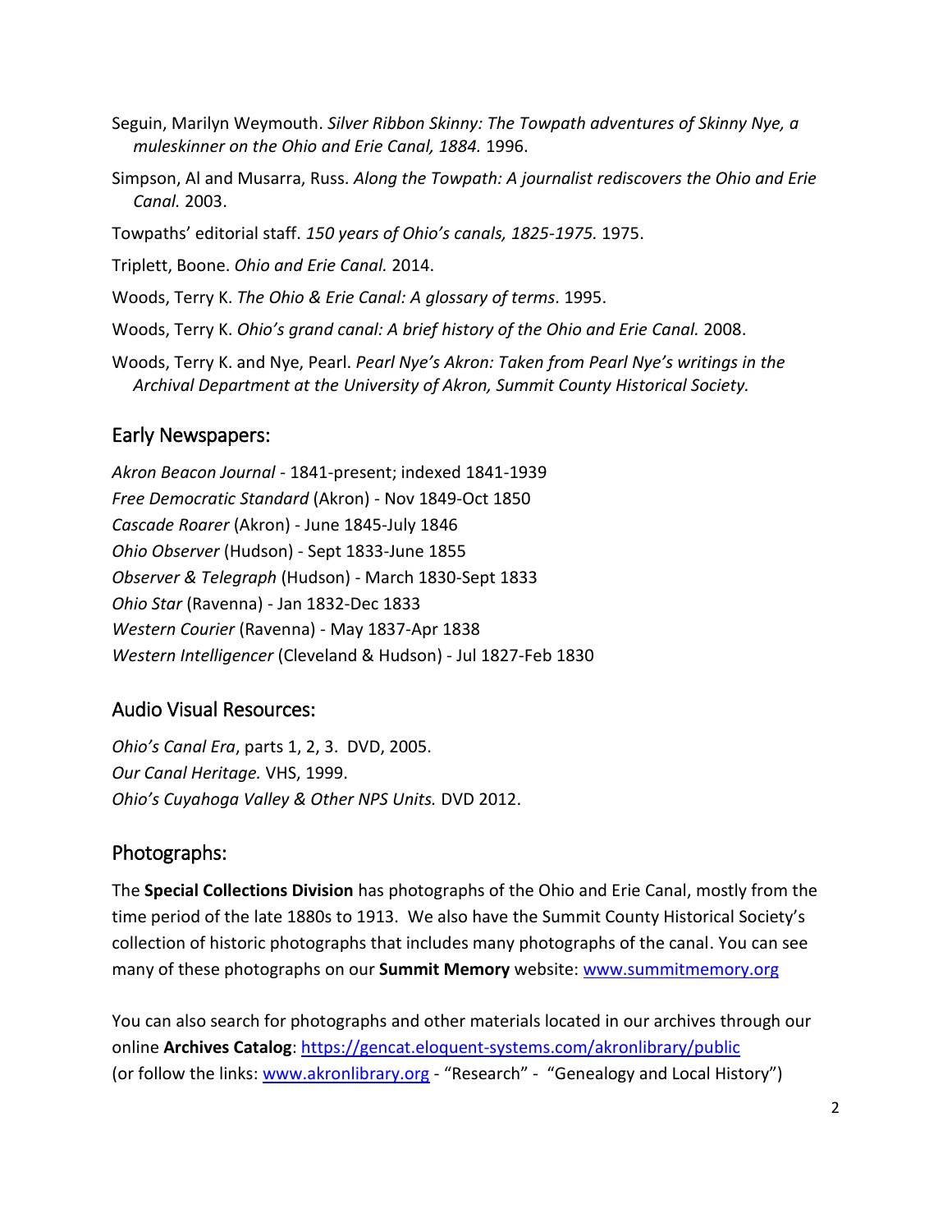Seguin, Marilyn Weymouth. *Silver Ribbon Skinny: The Towpath adventures of Skinny Nye, a muleskinner on the Ohio and Erie Canal, 1884.* 1996.

Simpson, Al and Musarra, Russ. *Along the Towpath: A journalist rediscovers the Ohio and Erie Canal.* 2003.

Towpaths' editorial staff. *150 years of Ohio's canals, 1825-1975.* 1975.

Triplett, Boone. *Ohio and Erie Canal.* 2014.

Woods, Terry K. *The Ohio & Erie Canal: A glossary of terms*. 1995.

Woods, Terry K. *Ohio's grand canal: A brief history of the Ohio and Erie Canal.* 2008.

Woods, Terry K. and Nye, Pearl. *Pearl Nye's Akron: Taken from Pearl Nye's writings in the Archival Department at the University of Akron, Summit County Historical Society.*

## Early Newspapers:

*Akron Beacon Journal* - 1841-present; indexed 1841-1939
*Free Democratic Standard* (Akron) - Nov 1849-Oct 1850
*Cascade Roarer* (Akron) - June 1845-July 1846
*Ohio Observer* (Hudson) - Sept 1833-June 1855
*Observer & Telegraph* (Hudson) - March 1830-Sept 1833
*Ohio Star* (Ravenna) - Jan 1832-Dec 1833
*Western Courier* (Ravenna) - May 1837-Apr 1838
*Western Intelligencer* (Cleveland & Hudson) - Jul 1827-Feb 1830

## Audio Visual Resources:

*Ohio's Canal Era*, parts 1, 2, 3. DVD, 2005.
*Our Canal Heritage.* VHS, 1999.
*Ohio's Cuyahoga Valley & Other NPS Units.* DVD 2012.

## Photographs:

The **Special Collections Division** has photographs of the Ohio and Erie Canal, mostly from the time period of the late 1880s to 1913. We also have the Summit County Historical Society's collection of historic photographs that includes many photographs of the canal. You can see many of these photographs on our **Summit Memory** website: [www.summitmemory.org](http://www.summitmemory.org)

You can also search for photographs and other materials located in our archives through our online **Archives Catalog**: [https://gencat.eloquent-systems.com/akronlibrary/public](https://gencat.eloquent-systems.com/akronlibrary/public) (or follow the links: [www.akronlibrary.org](http://www.akronlibrary.org) - "Research" - "Genealogy and Local History")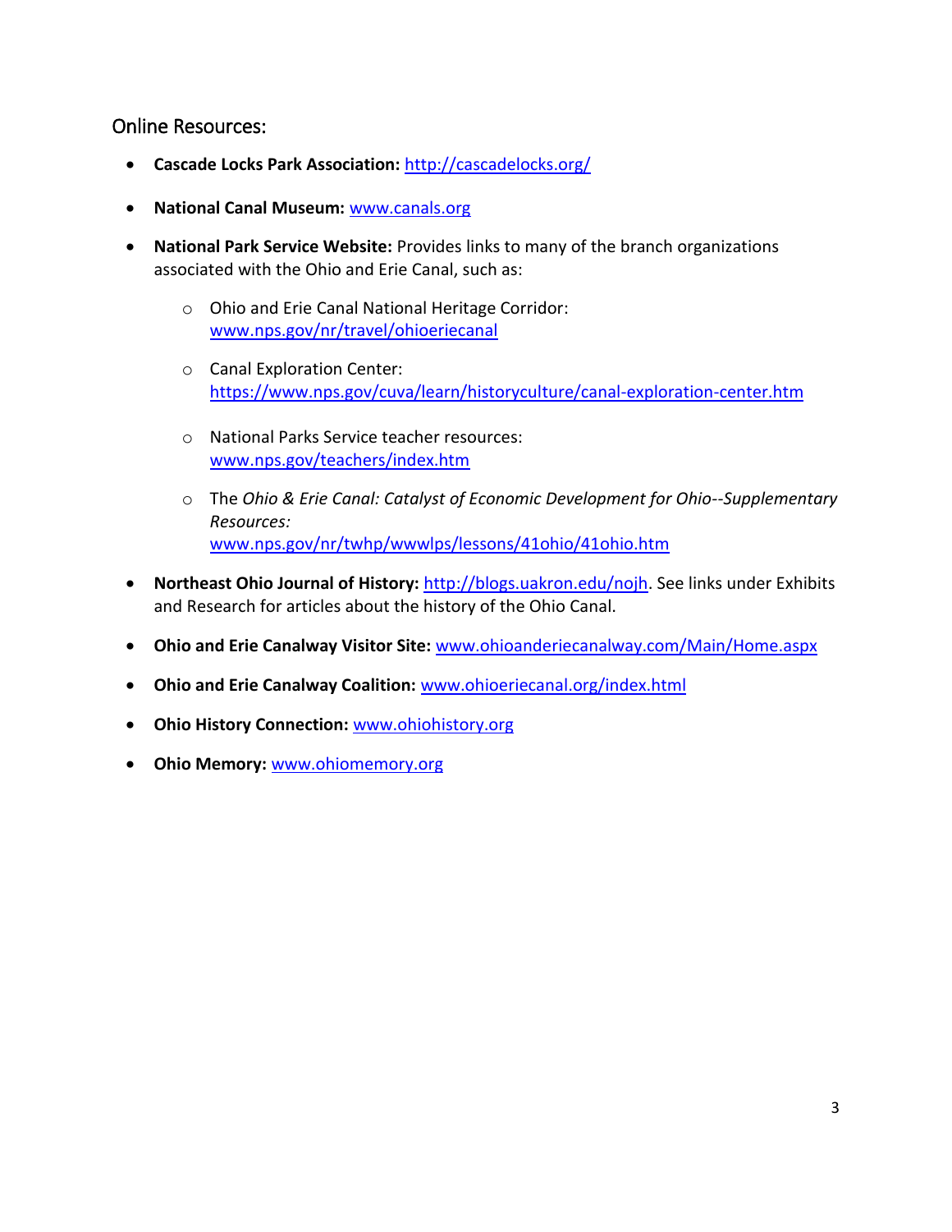## Online Resources:

- **Cascade Locks Park Association:** http://cascadelocks.org/
- **National Canal Museum:** www.canals.org
- **National Park Service Website:** Provides links to many of the branch organizations associated with the Ohio and Erie Canal, such as:
    - Ohio and Erie Canal National Heritage Corridor: www.nps.gov/nr/travel/ohioeriecanal
    - Canal Exploration Center: https://www.nps.gov/cuva/learn/historyculture/canal-exploration-center.htm
    - National Parks Service teacher resources: www.nps.gov/teachers/index.htm
    - The *Ohio & Erie Canal: Catalyst of Economic Development for Ohio--Supplementary Resources:* www.nps.gov/nr/twhp/wwwlps/lessons/41ohio/41ohio.htm
- **Northeast Ohio Journal of History:** http://blogs.uakron.edu/nojh. See links under Exhibits and Research for articles about the history of the Ohio Canal.
- **Ohio and Erie Canalway Visitor Site:** www.ohioanderiecanalway.com/Main/Home.aspx
- **Ohio and Erie Canalway Coalition:** www.ohioeriecanal.org/index.html
- **Ohio History Connection:** www.ohiohistory.org
- **Ohio Memory:** www.ohiomemory.org